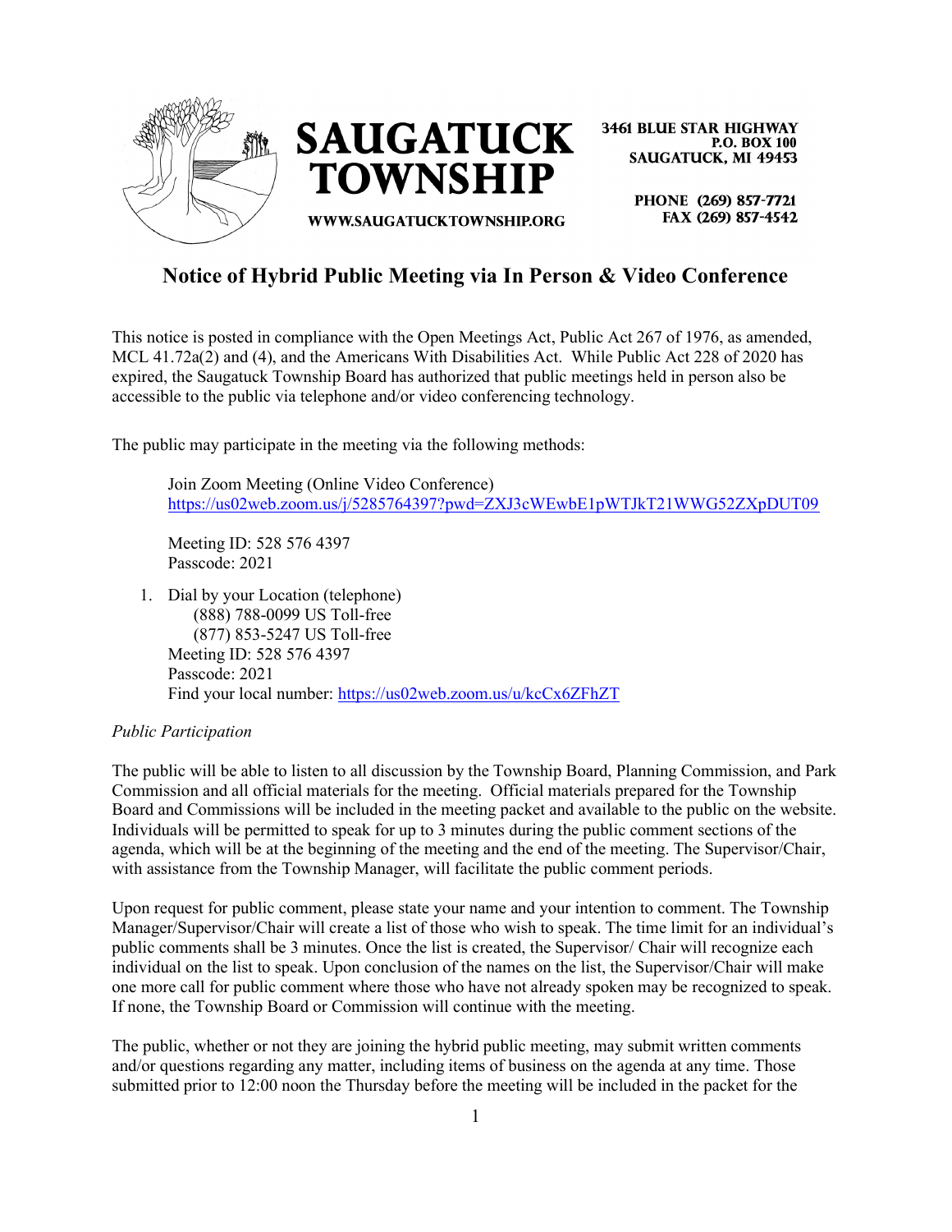# SAUGATUCK TOWNSHIP

3461 BLUE STAR HIGHWAY
P.O. BOX 100
SAUGATUCK, MI 49453

PHONE (269) 857-7721
FAX (269) 857-4542

WWW.SAUGATUCKTOWNSHIP.ORG

## Notice of Hybrid Public Meeting via In Person & Video Conference

This notice is posted in compliance with the Open Meetings Act, Public Act 267 of 1976, as amended, MCL 41.72a(2) and (4), and the Americans With Disabilities Act. While Public Act 228 of 2020 has expired, the Saugatuck Township Board has authorized that public meetings held in person also be accessible to the public via telephone and/or video conferencing technology.

The public may participate in the meeting via the following methods:

Join Zoom Meeting (Online Video Conference)
https://us02web.zoom.us/j/5285764397?pwd=ZXJ3cWEwbE1pWTJkT21WWG52ZXpDUT09

Meeting ID: 528 576 4397
Passcode: 2021

1. Dial by your Location (telephone)
   (888) 788-0099 US Toll-free
   (877) 853-5247 US Toll-free
   Meeting ID: 528 576 4397
   Passcode: 2021
   Find your local number: https://us02web.zoom.us/u/kcCx6ZFhZT

*Public Participation*

The public will be able to listen to all discussion by the Township Board, Planning Commission, and Park Commission and all official materials for the meeting. Official materials prepared for the Township Board and Commissions will be included in the meeting packet and available to the public on the website. Individuals will be permitted to speak for up to 3 minutes during the public comment sections of the agenda, which will be at the beginning of the meeting and the end of the meeting. The Supervisor/Chair, with assistance from the Township Manager, will facilitate the public comment periods.

Upon request for public comment, please state your name and your intention to comment. The Township Manager/Supervisor/Chair will create a list of those who wish to speak. The time limit for an individual's public comments shall be 3 minutes. Once the list is created, the Supervisor/ Chair will recognize each individual on the list to speak. Upon conclusion of the names on the list, the Supervisor/Chair will make one more call for public comment where those who have not already spoken may be recognized to speak. If none, the Township Board or Commission will continue with the meeting.

The public, whether or not they are joining the hybrid public meeting, may submit written comments and/or questions regarding any matter, including items of business on the agenda at any time. Those submitted prior to 12:00 noon the Thursday before the meeting will be included in the packet for the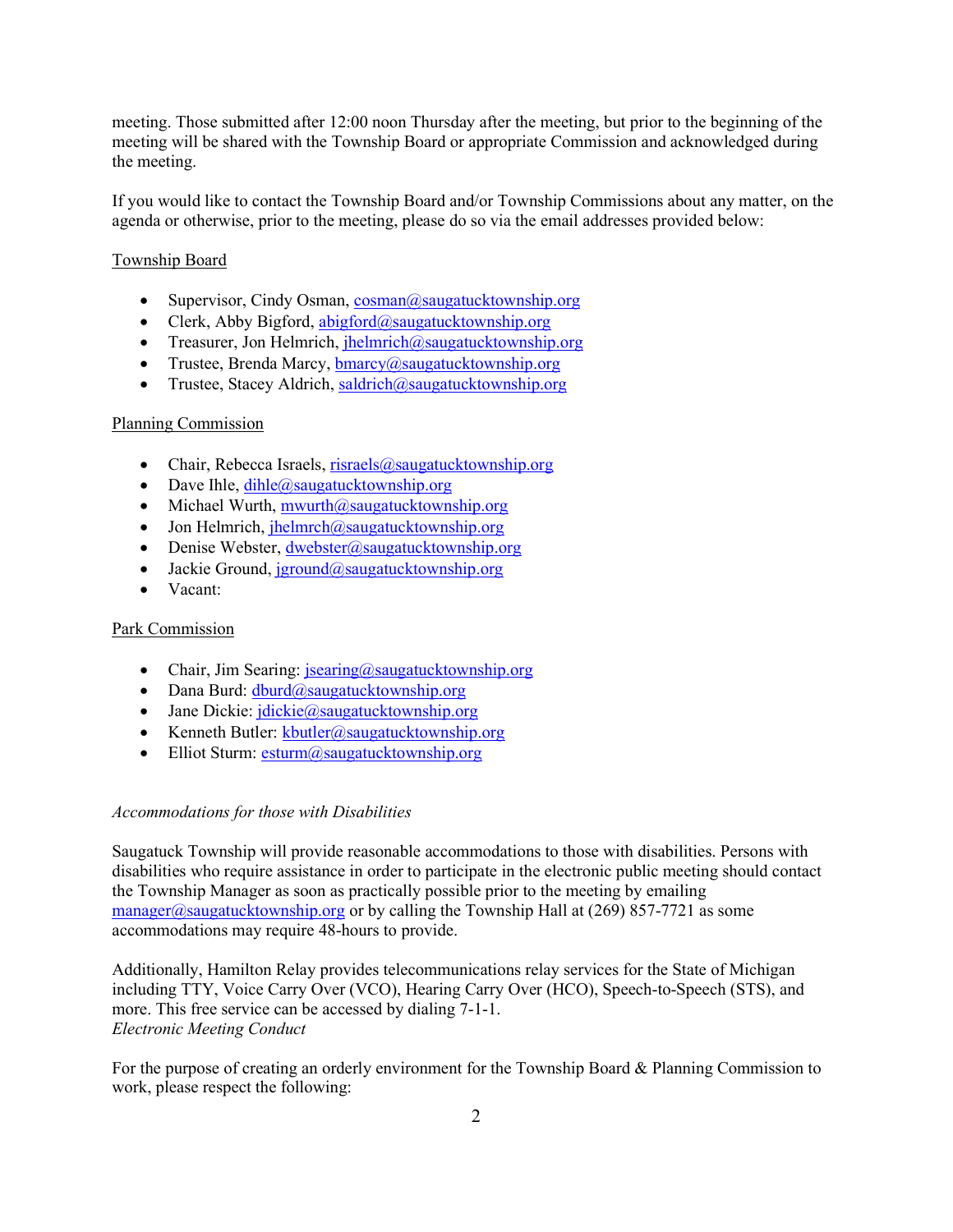meeting. Those submitted after 12:00 noon Thursday after the meeting, but prior to the beginning of the meeting will be shared with the Township Board or appropriate Commission and acknowledged during the meeting.

If you would like to contact the Township Board and/or Township Commissions about any matter, on the agenda or otherwise, prior to the meeting, please do so via the email addresses provided below:

Township Board

- Supervisor, Cindy Osman, cosman@saugatucktownship.org
- Clerk, Abby Bigford, abigford@saugatucktownship.org
- Treasurer, Jon Helmrich, jhelmrich@saugatucktownship.org
- Trustee, Brenda Marcy, bmarcy@saugatucktownship.org
- Trustee, Stacey Aldrich, saldrich@saugatucktownship.org

Planning Commission

- Chair, Rebecca Israels, risraels@saugatucktownship.org
- Dave Ihle, dihle@saugatucktownship.org
- Michael Wurth, mwurth@saugatucktownship.org
- Jon Helmrich, jhelmrch@saugatucktownship.org
- Denise Webster, dwebster@saugatucktownship.org
- Jackie Ground, jground@saugatucktownship.org
- Vacant:

Park Commission

- Chair, Jim Searing: jsearing@saugatucktownship.org
- Dana Burd: dburd@saugatucktownship.org
- Jane Dickie: jdickie@saugatucktownship.org
- Kenneth Butler: kbutler@saugatucktownship.org
- Elliot Sturm: esturm@saugatucktownship.org

*Accommodations for those with Disabilities*

Saugatuck Township will provide reasonable accommodations to those with disabilities. Persons with disabilities who require assistance in order to participate in the electronic public meeting should contact the Township Manager as soon as practically possible prior to the meeting by emailing manager@saugatucktownship.org or by calling the Township Hall at (269) 857-7721 as some accommodations may require 48-hours to provide.

Additionally, Hamilton Relay provides telecommunications relay services for the State of Michigan including TTY, Voice Carry Over (VCO), Hearing Carry Over (HCO), Speech-to-Speech (STS), and more. This free service can be accessed by dialing 7-1-1.

*Electronic Meeting Conduct*

For the purpose of creating an orderly environment for the Township Board & Planning Commission to work, please respect the following: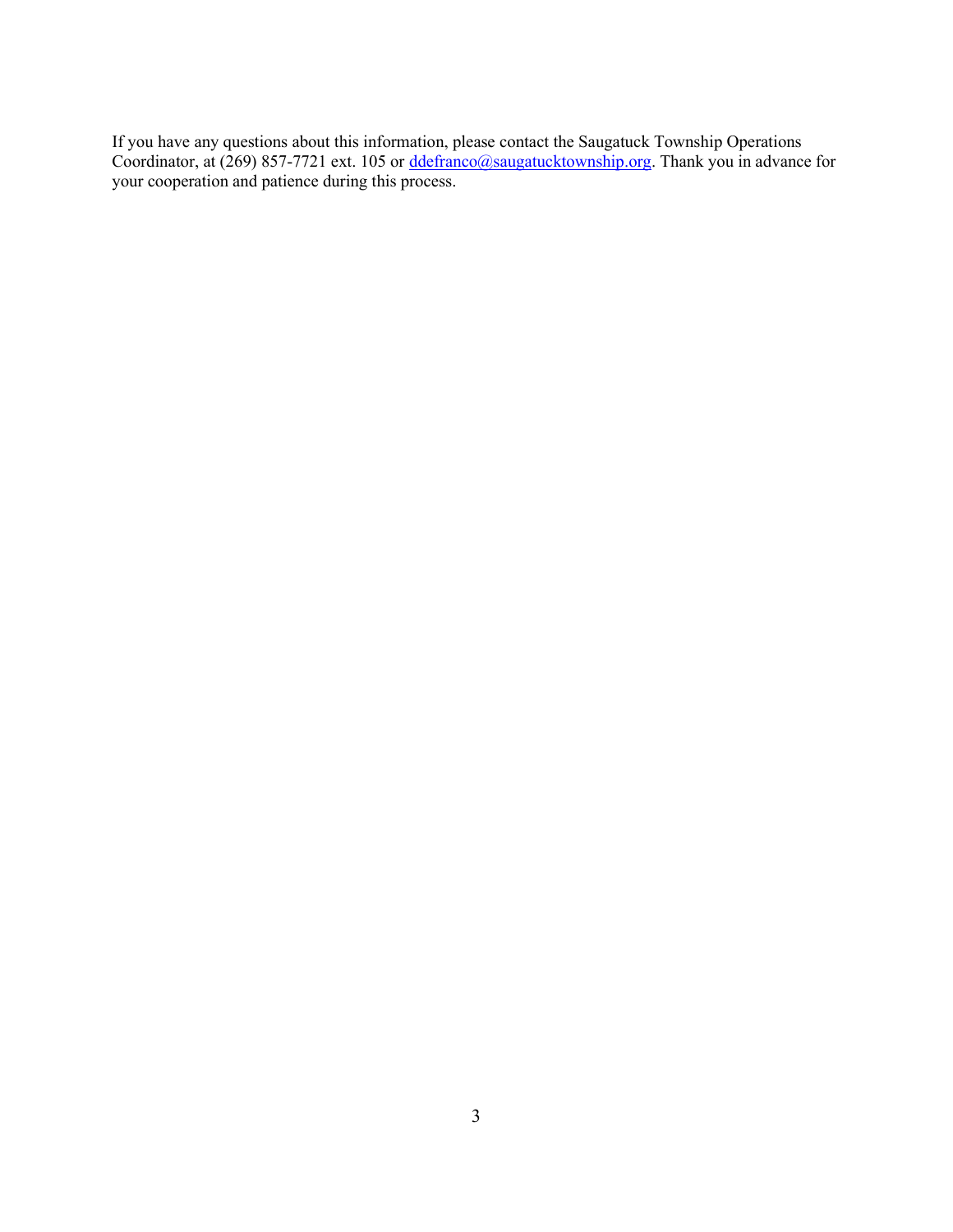If you have any questions about this information, please contact the Saugatuck Township Operations Coordinator, at (269) 857-7721 ext. 105 or ddefranco@saugatucktownship.org. Thank you in advance for your cooperation and patience during this process.